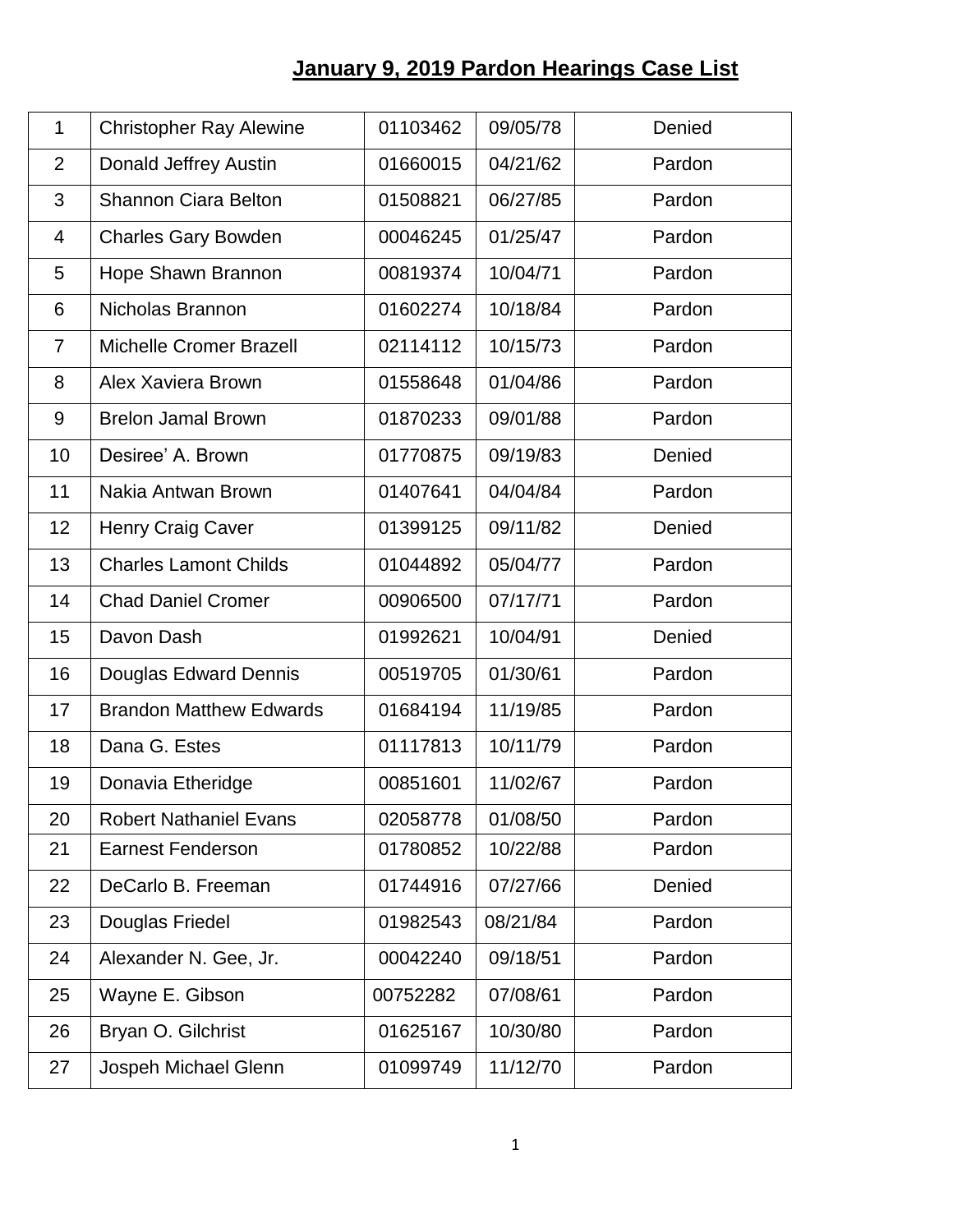# January 9, 2019 Pardon Hearings Case List

| | | | | |
|---|---|---|---|---|
| 1 | Christopher Ray Alewine | 01103462 | 09/05/78 | Denied |
| 2 | Donald Jeffrey Austin | 01660015 | 04/21/62 | Pardon |
| 3 | Shannon Ciara Belton | 01508821 | 06/27/85 | Pardon |
| 4 | Charles Gary Bowden | 00046245 | 01/25/47 | Pardon |
| 5 | Hope Shawn Brannon | 00819374 | 10/04/71 | Pardon |
| 6 | Nicholas Brannon | 01602274 | 10/18/84 | Pardon |
| 7 | Michelle Cromer Brazell | 02114112 | 10/15/73 | Pardon |
| 8 | Alex Xaviera Brown | 01558648 | 01/04/86 | Pardon |
| 9 | Brelon Jamal Brown | 01870233 | 09/01/88 | Pardon |
| 10 | Desiree' A. Brown | 01770875 | 09/19/83 | Denied |
| 11 | Nakia Antwan Brown | 01407641 | 04/04/84 | Pardon |
| 12 | Henry Craig Caver | 01399125 | 09/11/82 | Denied |
| 13 | Charles Lamont Childs | 01044892 | 05/04/77 | Pardon |
| 14 | Chad Daniel Cromer | 00906500 | 07/17/71 | Pardon |
| 15 | Davon Dash | 01992621 | 10/04/91 | Denied |
| 16 | Douglas Edward Dennis | 00519705 | 01/30/61 | Pardon |
| 17 | Brandon Matthew Edwards | 01684194 | 11/19/85 | Pardon |
| 18 | Dana G. Estes | 01117813 | 10/11/79 | Pardon |
| 19 | Donavia Etheridge | 00851601 | 11/02/67 | Pardon |
| 20 | Robert Nathaniel Evans | 02058778 | 01/08/50 | Pardon |
| 21 | Earnest Fenderson | 01780852 | 10/22/88 | Pardon |
| 22 | DeCarlo B. Freeman | 01744916 | 07/27/66 | Denied |
| 23 | Douglas Friedel | 01982543 | 08/21/84 | Pardon |
| 24 | Alexander N. Gee, Jr. | 00042240 | 09/18/51 | Pardon |
| 25 | Wayne E. Gibson | 00752282 | 07/08/61 | Pardon |
| 26 | Bryan O. Gilchrist | 01625167 | 10/30/80 | Pardon |
| 27 | Jospeh Michael Glenn | 01099749 | 11/12/70 | Pardon |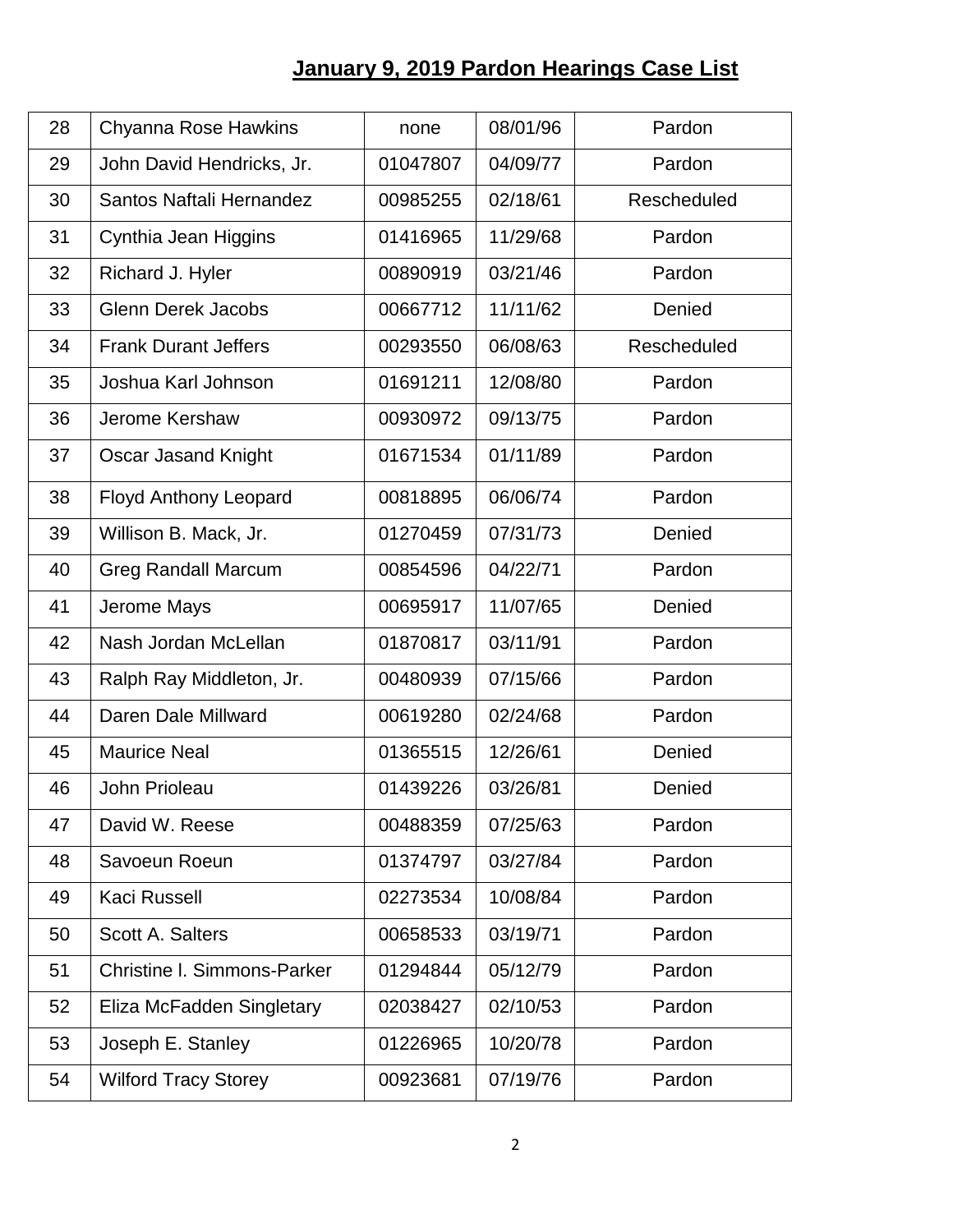## January 9, 2019 Pardon Hearings Case List

| | | | | |
|---|---|---|---|---|
| 28 | Chyanna Rose Hawkins | none | 08/01/96 | Pardon |
| 29 | John David Hendricks, Jr. | 01047807 | 04/09/77 | Pardon |
| 30 | Santos Naftali Hernandez | 00985255 | 02/18/61 | Rescheduled |
| 31 | Cynthia Jean Higgins | 01416965 | 11/29/68 | Pardon |
| 32 | Richard J. Hyler | 00890919 | 03/21/46 | Pardon |
| 33 | Glenn Derek Jacobs | 00667712 | 11/11/62 | Denied |
| 34 | Frank Durant Jeffers | 00293550 | 06/08/63 | Rescheduled |
| 35 | Joshua Karl Johnson | 01691211 | 12/08/80 | Pardon |
| 36 | Jerome Kershaw | 00930972 | 09/13/75 | Pardon |
| 37 | Oscar Jasand Knight | 01671534 | 01/11/89 | Pardon |
| 38 | Floyd Anthony Leopard | 00818895 | 06/06/74 | Pardon |
| 39 | Willison B. Mack, Jr. | 01270459 | 07/31/73 | Denied |
| 40 | Greg Randall Marcum | 00854596 | 04/22/71 | Pardon |
| 41 | Jerome Mays | 00695917 | 11/07/65 | Denied |
| 42 | Nash Jordan McLellan | 01870817 | 03/11/91 | Pardon |
| 43 | Ralph Ray Middleton, Jr. | 00480939 | 07/15/66 | Pardon |
| 44 | Daren Dale Millward | 00619280 | 02/24/68 | Pardon |
| 45 | Maurice Neal | 01365515 | 12/26/61 | Denied |
| 46 | John Prioleau | 01439226 | 03/26/81 | Denied |
| 47 | David W. Reese | 00488359 | 07/25/63 | Pardon |
| 48 | Savoeun Roeun | 01374797 | 03/27/84 | Pardon |
| 49 | Kaci Russell | 02273534 | 10/08/84 | Pardon |
| 50 | Scott A. Salters | 00658533 | 03/19/71 | Pardon |
| 51 | Christine l. Simmons-Parker | 01294844 | 05/12/79 | Pardon |
| 52 | Eliza McFadden Singletary | 02038427 | 02/10/53 | Pardon |
| 53 | Joseph E. Stanley | 01226965 | 10/20/78 | Pardon |
| 54 | Wilford Tracy Storey | 00923681 | 07/19/76 | Pardon |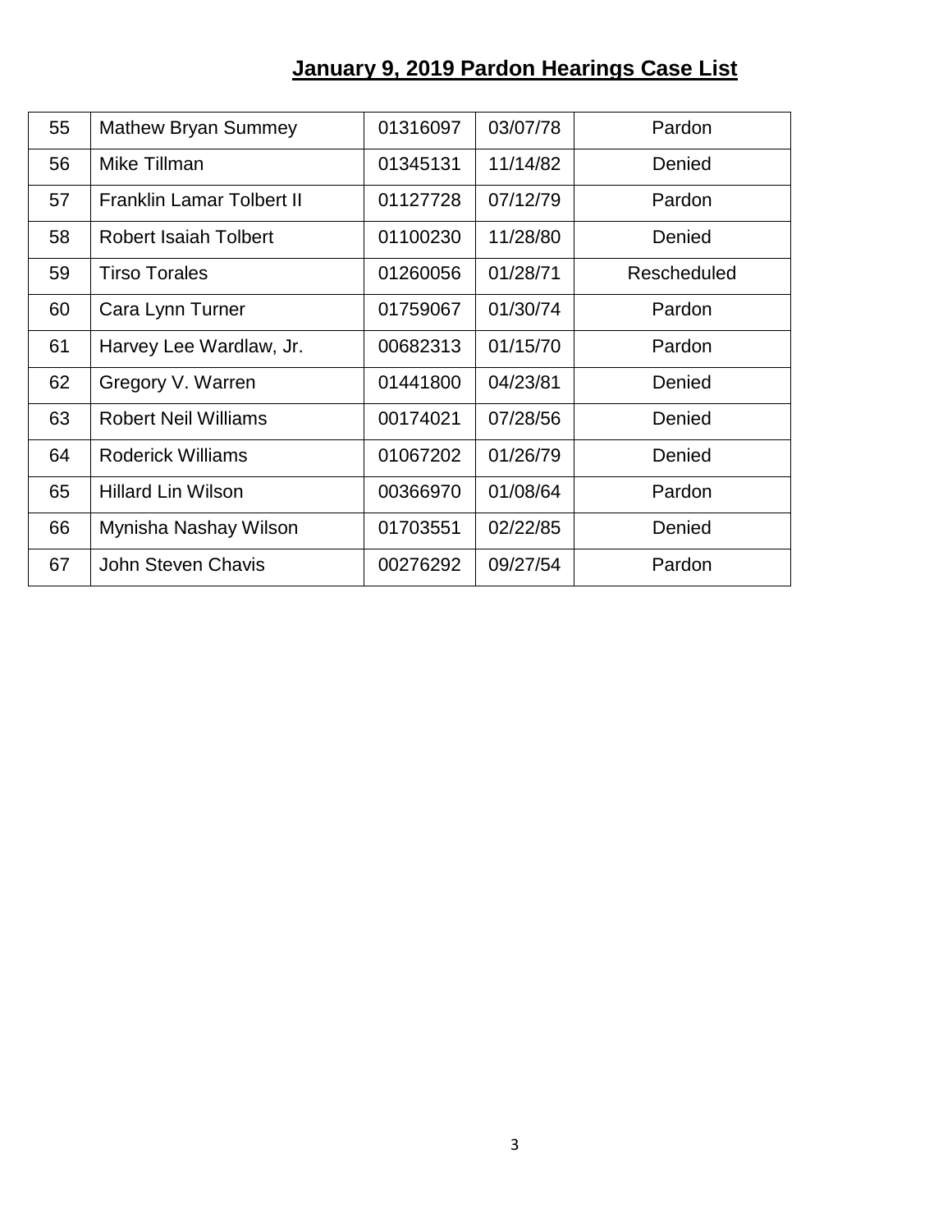## January 9, 2019 Pardon Hearings Case List

| | | | | |
|---|---|---|---|---|
| 55 | Mathew Bryan Summey | 01316097 | 03/07/78 | Pardon |
| 56 | Mike Tillman | 01345131 | 11/14/82 | Denied |
| 57 | Franklin Lamar Tolbert II | 01127728 | 07/12/79 | Pardon |
| 58 | Robert Isaiah Tolbert | 01100230 | 11/28/80 | Denied |
| 59 | Tirso Torales | 01260056 | 01/28/71 | Rescheduled |
| 60 | Cara Lynn Turner | 01759067 | 01/30/74 | Pardon |
| 61 | Harvey Lee Wardlaw, Jr. | 00682313 | 01/15/70 | Pardon |
| 62 | Gregory V. Warren | 01441800 | 04/23/81 | Denied |
| 63 | Robert Neil Williams | 00174021 | 07/28/56 | Denied |
| 64 | Roderick Williams | 01067202 | 01/26/79 | Denied |
| 65 | Hillard Lin Wilson | 00366970 | 01/08/64 | Pardon |
| 66 | Mynisha Nashay Wilson | 01703551 | 02/22/85 | Denied |
| 67 | John Steven Chavis | 00276292 | 09/27/54 | Pardon |